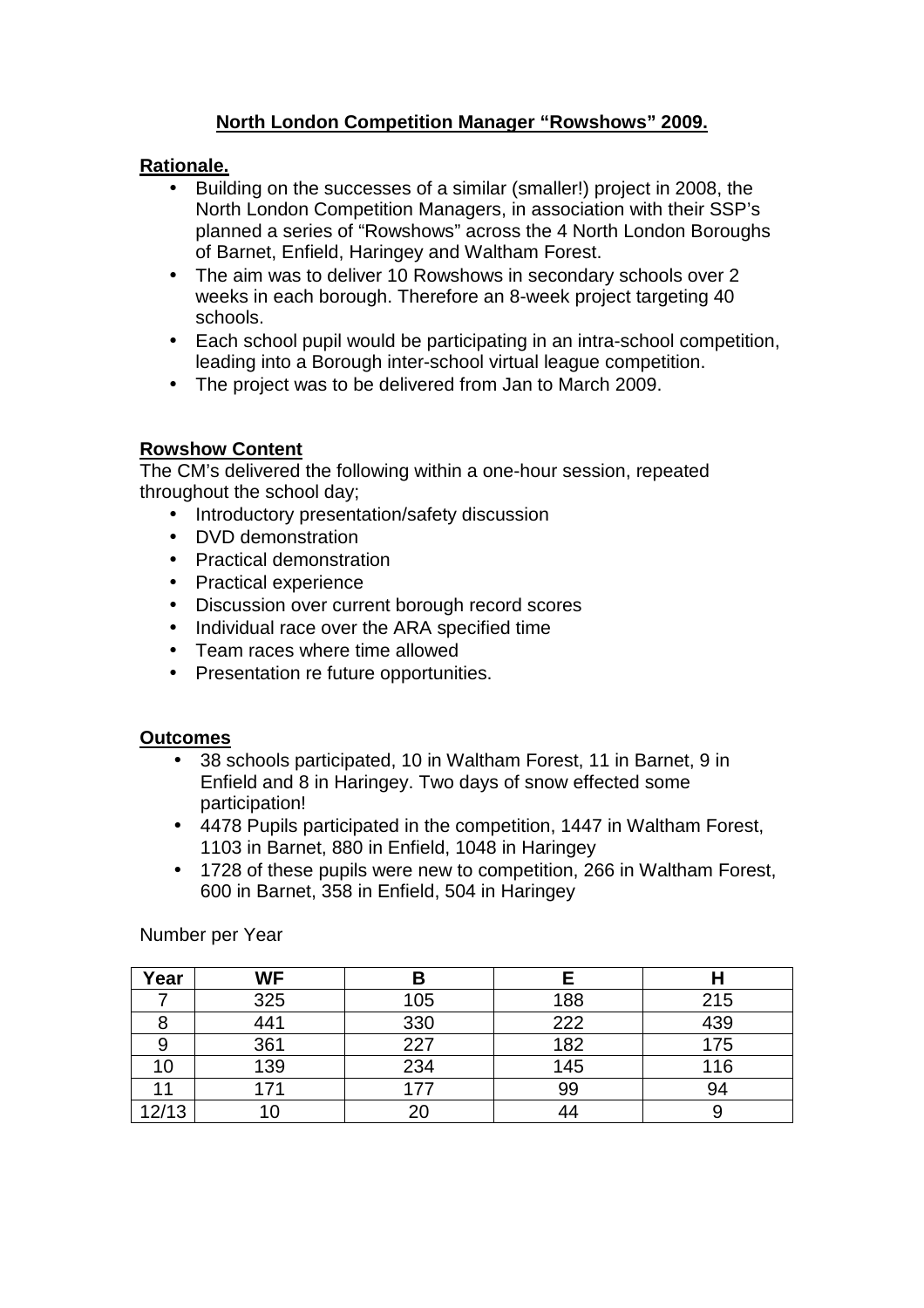# North London Competition Manager "Rowshows" 2009.

## Rationale.

- Building on the successes of a similar (smaller!) project in 2008, the North London Competition Managers, in association with their SSP's planned a series of "Rowshows" across the 4 North London Boroughs of Barnet, Enfield, Haringey and Waltham Forest.
- The aim was to deliver 10 Rowshows in secondary schools over 2 weeks in each borough. Therefore an 8-week project targeting 40 schools.
- Each school pupil would be participating in an intra-school competition, leading into a Borough inter-school virtual league competition.
- The project was to be delivered from Jan to March 2009.

## Rowshow Content

The CM's delivered the following within a one-hour session, repeated throughout the school day;

- Introductory presentation/safety discussion
- DVD demonstration
- Practical demonstration
- Practical experience
- Discussion over current borough record scores
- Individual race over the ARA specified time
- Team races where time allowed
- Presentation re future opportunities.

## Outcomes

- 38 schools participated, 10 in Waltham Forest, 11 in Barnet, 9 in Enfield and 8 in Haringey. Two days of snow effected some participation!
- 4478 Pupils participated in the competition, 1447 in Waltham Forest, 1103 in Barnet, 880 in Enfield, 1048 in Haringey
- 1728 of these pupils were new to competition, 266 in Waltham Forest, 600 in Barnet, 358 in Enfield, 504 in Haringey

Number per Year

| Year | WF | B | E | H |
|---|---|---|---|---|
| 7 | 325 | 105 | 188 | 215 |
| 8 | 441 | 330 | 222 | 439 |
| 9 | 361 | 227 | 182 | 175 |
| 10 | 139 | 234 | 145 | 116 |
| 11 | 171 | 177 | 99 | 94 |
| 12/13 | 10 | 20 | 44 | 9 |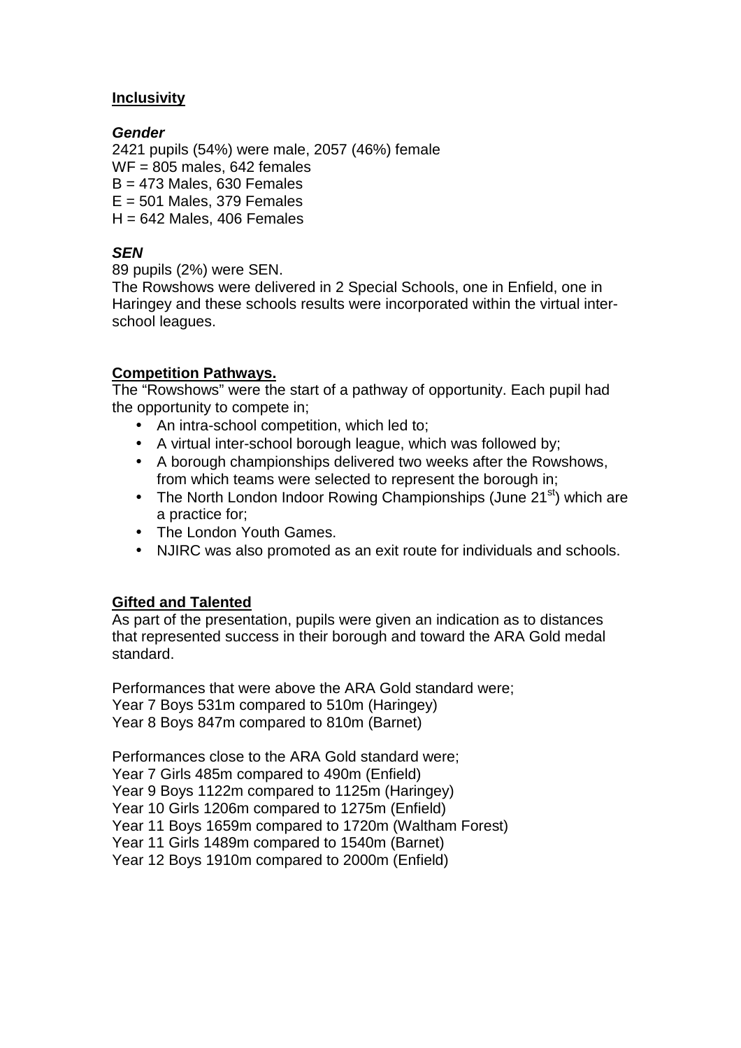**Inclusivity**

***Gender***

2421 pupils (54%) were male, 2057 (46%) female
WF = 805 males, 642 females
B = 473 Males, 630 Females
E = 501 Males, 379 Females
H = 642 Males, 406 Females

***SEN***

89 pupils (2%) were SEN.
The Rowshows were delivered in 2 Special Schools, one in Enfield, one in Haringey and these schools results were incorporated within the virtual inter-school leagues.

**Competition Pathways.**

The "Rowshows" were the start of a pathway of opportunity. Each pupil had the opportunity to compete in;

- An intra-school competition, which led to;
- A virtual inter-school borough league, which was followed by;
- A borough championships delivered two weeks after the Rowshows, from which teams were selected to represent the borough in;
- The North London Indoor Rowing Championships (June 21st) which are a practice for;
- The London Youth Games.
- NJIRC was also promoted as an exit route for individuals and schools.

**Gifted and Talented**

As part of the presentation, pupils were given an indication as to distances that represented success in their borough and toward the ARA Gold medal standard.

Performances that were above the ARA Gold standard were;
Year 7 Boys 531m compared to 510m (Haringey)
Year 8 Boys 847m compared to 810m (Barnet)

Performances close to the ARA Gold standard were;
Year 7 Girls 485m compared to 490m (Enfield)
Year 9 Boys 1122m compared to 1125m (Haringey)
Year 10 Girls 1206m compared to 1275m (Enfield)
Year 11 Boys 1659m compared to 1720m (Waltham Forest)
Year 11 Girls 1489m compared to 1540m (Barnet)
Year 12 Boys 1910m compared to 2000m (Enfield)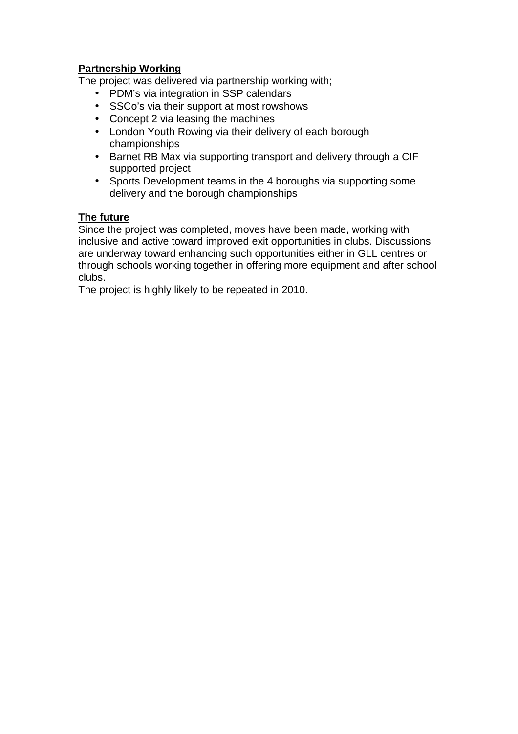**Partnership Working**

The project was delivered via partnership working with;

- PDM's via integration in SSP calendars
- SSCo's via their support at most rowshows
- Concept 2 via leasing the machines
- London Youth Rowing via their delivery of each borough championships
- Barnet RB Max via supporting transport and delivery through a CIF supported project
- Sports Development teams in the 4 boroughs via supporting some delivery and the borough championships

**The future**

Since the project was completed, moves have been made, working with inclusive and active toward improved exit opportunities in clubs. Discussions are underway toward enhancing such opportunities either in GLL centres or through schools working together in offering more equipment and after school clubs.

The project is highly likely to be repeated in 2010.